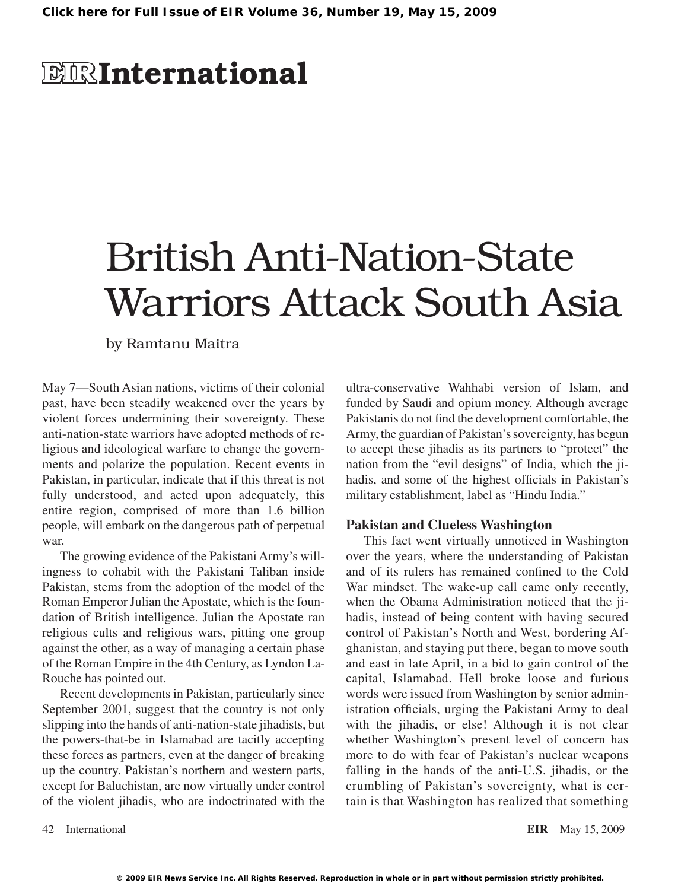# British Anti-Nation-State Warriors Attack South Asia

by Ramtanu Maitra

May 7—South Asian nations, victims of their colonial past, have been steadily weakened over the years by violent forces undermining their sovereignty. These anti-nation-state warriors have adopted methods of religious and ideological warfare to change the governments and polarize the population. Recent events in Pakistan, in particular, indicate that if this threat is not fully understood, and acted upon adequately, this entire region, comprised of more than 1.6 billion people, will embark on the dangerous path of perpetual war.

The growing evidence of the Pakistani Army's willingness to cohabit with the Pakistani Taliban inside Pakistan, stems from the adoption of the model of the Roman Emperor Julian the Apostate, which is the foundation of British intelligence. Julian the Apostate ran religious cults and religious wars, pitting one group against the other, as a way of managing a certain phase of the Roman Empire in the 4th Century, as Lyndon LaRouche has pointed out.

Recent developments in Pakistan, particularly since September 2001, suggest that the country is not only slipping into the hands of anti-nation-state jihadists, but the powers-that-be in Islamabad are tacitly accepting these forces as partners, even at the danger of breaking up the country. Pakistan's northern and western parts, except for Baluchistan, are now virtually under control of the violent jihadis, who are indoctrinated with the ultra-conservative Wahhabi version of Islam, and funded by Saudi and opium money. Although average Pakistanis do not find the development comfortable, the Army, the guardian of Pakistan's sovereignty, has begun to accept these jihadis as its partners to "protect" the nation from the "evil designs" of India, which the jihadis, and some of the highest officials in Pakistan's military establishment, label as "Hindu India."

### Pakistan and Clueless Washington

This fact went virtually unnoticed in Washington over the years, where the understanding of Pakistan and of its rulers has remained confined to the Cold War mindset. The wake-up call came only recently, when the Obama Administration noticed that the jihadis, instead of being content with having secured control of Pakistan's North and West, bordering Afghanistan, and staying put there, began to move south and east in late April, in a bid to gain control of the capital, Islamabad. Hell broke loose and furious words were issued from Washington by senior administration officials, urging the Pakistani Army to deal with the jihadis, or else! Although it is not clear whether Washington's present level of concern has more to do with fear of Pakistan's nuclear weapons falling in the hands of the anti-U.S. jihadis, or the crumbling of Pakistan's sovereignty, what is certain is that Washington has realized that something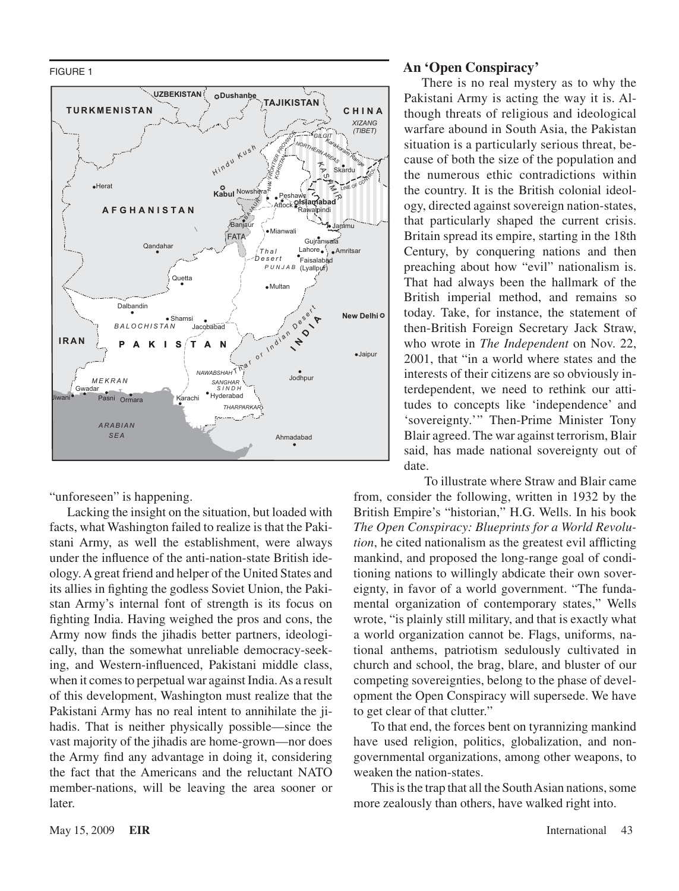FIGURE 1

"unforeseen" is happening.

Lacking the insight on the situation, but loaded with facts, what Washington failed to realize is that the Pakistani Army, as well the establishment, were always under the influence of the anti-nation-state British ideology. A great friend and helper of the United States and its allies in fighting the godless Soviet Union, the Pakistan Army's internal font of strength is its focus on fighting India. Having weighed the pros and cons, the Army now finds the jihadis better partners, ideologically, than the somewhat unreliable democracy-seeking, and Western-influenced, Pakistani middle class, when it comes to perpetual war against India. As a result of this development, Washington must realize that the Pakistani Army has no real intent to annihilate the jihadis. That is neither physically possible—since the vast majority of the jihadis are home-grown—nor does the Army find any advantage in doing it, considering the fact that the Americans and the reluctant NATO member-nations, will be leaving the area sooner or later.

## An 'Open Conspiracy'

There is no real mystery as to why the Pakistani Army is acting the way it is. Although threats of religious and ideological warfare abound in South Asia, the Pakistan situation is a particularly serious threat, because of both the size of the population and the numerous ethic contradictions within the country. It is the British colonial ideology, directed against sovereign nation-states, that particularly shaped the current crisis. Britain spread its empire, starting in the 18th Century, by conquering nations and then preaching about how "evil" nationalism is. That had always been the hallmark of the British imperial method, and remains so today. Take, for instance, the statement of then-British Foreign Secretary Jack Straw, who wrote in *The Independent* on Nov. 22, 2001, that "in a world where states and the interests of their citizens are so obviously interdependent, we need to rethink our attitudes to concepts like 'independence' and 'sovereignty.'" Then-Prime Minister Tony Blair agreed. The war against terrorism, Blair said, has made national sovereignty out of date.

To illustrate where Straw and Blair came from, consider the following, written in 1932 by the British Empire's "historian," H.G. Wells. In his book *The Open Conspiracy: Blueprints for a World Revolution*, he cited nationalism as the greatest evil afflicting mankind, and proposed the long-range goal of conditioning nations to willingly abdicate their own sovereignty, in favor of a world government. "The fundamental organization of contemporary states," Wells wrote, "is plainly still military, and that is exactly what a world organization cannot be. Flags, uniforms, national anthems, patriotism sedulously cultivated in church and school, the brag, blare, and bluster of our competing sovereignties, belong to the phase of development the Open Conspiracy will supersede. We have to get clear of that clutter."

To that end, the forces bent on tyrannizing mankind have used religion, politics, globalization, and non-governmental organizations, among other weapons, to weaken the nation-states.

This is the trap that all the South Asian nations, some more zealously than others, have walked right into.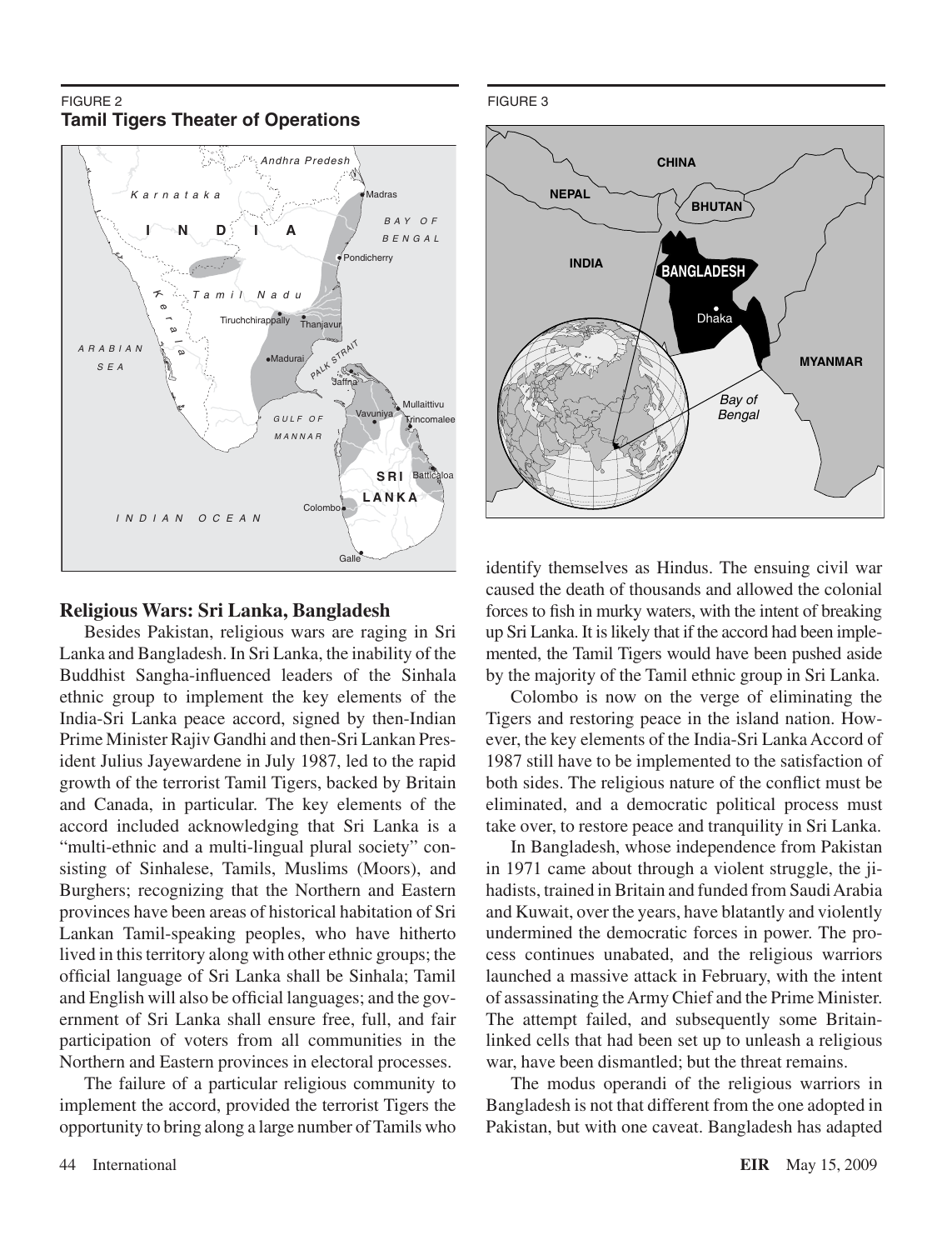FIGURE 2
**Tamil Tigers Theater of Operations**

FIGURE 3

## Religious Wars: Sri Lanka, Bangladesh

Besides Pakistan, religious wars are raging in Sri Lanka and Bangladesh. In Sri Lanka, the inability of the Buddhist Sangha-influenced leaders of the Sinhala ethnic group to implement the key elements of the India-Sri Lanka peace accord, signed by then-Indian Prime Minister Rajiv Gandhi and then-Sri Lankan President Julius Jayewardene in July 1987, led to the rapid growth of the terrorist Tamil Tigers, backed by Britain and Canada, in particular. The key elements of the accord included acknowledging that Sri Lanka is a "multi-ethnic and a multi-lingual plural society" consisting of Sinhalese, Tamils, Muslims (Moors), and Burghers; recognizing that the Northern and Eastern provinces have been areas of historical habitation of Sri Lankan Tamil-speaking peoples, who have hitherto lived in this territory along with other ethnic groups; the official language of Sri Lanka shall be Sinhala; Tamil and English will also be official languages; and the government of Sri Lanka shall ensure free, full, and fair participation of voters from all communities in the Northern and Eastern provinces in electoral processes.

The failure of a particular religious community to implement the accord, provided the terrorist Tigers the opportunity to bring along a large number of Tamils who identify themselves as Hindus. The ensuing civil war caused the death of thousands and allowed the colonial forces to fish in murky waters, with the intent of breaking up Sri Lanka. It is likely that if the accord had been implemented, the Tamil Tigers would have been pushed aside by the majority of the Tamil ethnic group in Sri Lanka.

Colombo is now on the verge of eliminating the Tigers and restoring peace in the island nation. However, the key elements of the India-Sri Lanka Accord of 1987 still have to be implemented to the satisfaction of both sides. The religious nature of the conflict must be eliminated, and a democratic political process must take over, to restore peace and tranquility in Sri Lanka.

In Bangladesh, whose independence from Pakistan in 1971 came about through a violent struggle, the jihadists, trained in Britain and funded from Saudi Arabia and Kuwait, over the years, have blatantly and violently undermined the democratic forces in power. The process continues unabated, and the religious warriors launched a massive attack in February, with the intent of assassinating the Army Chief and the Prime Minister. The attempt failed, and subsequently some Britain-linked cells that had been set up to unleash a religious war, have been dismantled; but the threat remains.

The modus operandi of the religious warriors in Bangladesh is not that different from the one adopted in Pakistan, but with one caveat. Bangladesh has adapted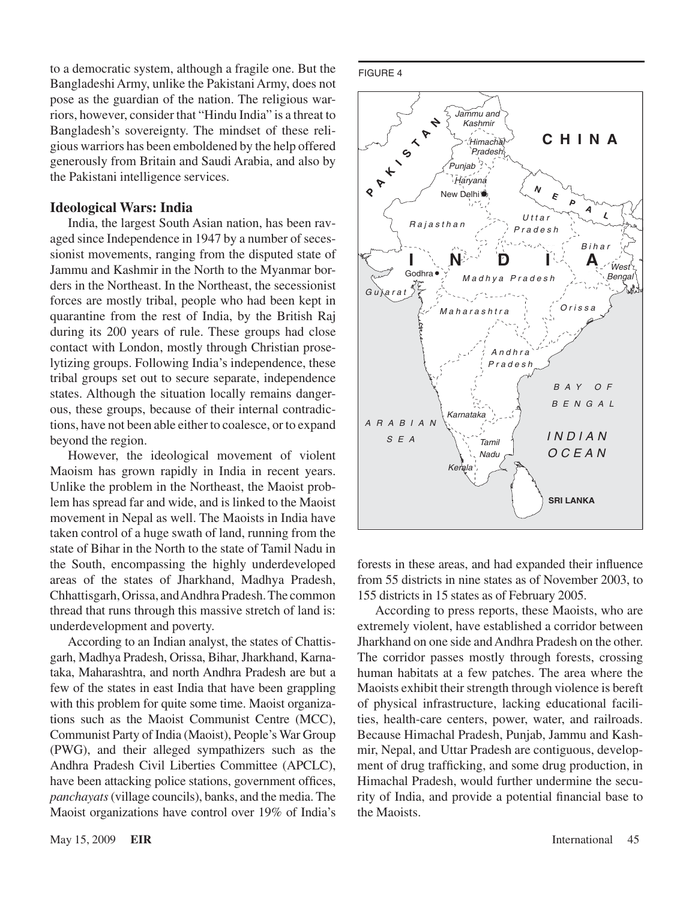to a democratic system, although a fragile one. But the Bangladeshi Army, unlike the Pakistani Army, does not pose as the guardian of the nation. The religious warriors, however, consider that "Hindu India" is a threat to Bangladesh's sovereignty. The mindset of these religious warriors has been emboldened by the help offered generously from Britain and Saudi Arabia, and also by the Pakistani intelligence services.

## Ideological Wars: India

India, the largest South Asian nation, has been ravaged since Independence in 1947 by a number of secessionist movements, ranging from the disputed state of Jammu and Kashmir in the North to the Myanmar borders in the Northeast. In the Northeast, the secessionist forces are mostly tribal, people who had been kept in quarantine from the rest of India, by the British Raj during its 200 years of rule. These groups had close contact with London, mostly through Christian proselytizing groups. Following India's independence, these tribal groups set out to secure separate, independence states. Although the situation locally remains dangerous, these groups, because of their internal contradictions, have not been able either to coalesce, or to expand beyond the region.

However, the ideological movement of violent Maoism has grown rapidly in India in recent years. Unlike the problem in the Northeast, the Maoist problem has spread far and wide, and is linked to the Maoist movement in Nepal as well. The Maoists in India have taken control of a huge swath of land, running from the state of Bihar in the North to the state of Tamil Nadu in the South, encompassing the highly underdeveloped areas of the states of Jharkhand, Madhya Pradesh, Chhattisgarh, Orissa, and Andhra Pradesh. The common thread that runs through this massive stretch of land is: underdevelopment and poverty.

According to an Indian analyst, the states of Chattisgarh, Madhya Pradesh, Orissa, Bihar, Jharkhand, Karnataka, Maharashtra, and north Andhra Pradesh are but a few of the states in east India that have been grappling with this problem for quite some time. Maoist organizations such as the Maoist Communist Centre (MCC), Communist Party of India (Maoist), People's War Group (PWG), and their alleged sympathizers such as the Andhra Pradesh Civil Liberties Committee (APCLC), have been attacking police stations, government offices, *panchayats* (village councils), banks, and the media. The Maoist organizations have control over 19% of India's forests in these areas, and had expanded their influence from 55 districts in nine states as of November 2003, to 155 districts in 15 states as of February 2005.

FIGURE 4

PAKISTAN
Jammu and Kashmir
Himachal Pradesh
CHINA
Punjab
Haryana
New Delhi
NEPAL
Rajasthan
Uttar Pradesh
Bihar
INDIA
Godhra
Madhya Pradesh
West Bengal
Gujarat
Maharashtra
Orissa
Andhra Pradesh
BAY OF BENGAL
Karnataka
ARABIAN SEA
Tamil Nadu
INDIAN OCEAN
Kerala
SRI LANKA

According to press reports, these Maoists, who are extremely violent, have established a corridor between Jharkhand on one side and Andhra Pradesh on the other. The corridor passes mostly through forests, crossing human habitats at a few patches. The area where the Maoists exhibit their strength through violence is bereft of physical infrastructure, lacking educational facilities, health-care centers, power, water, and railroads. Because Himachal Pradesh, Punjab, Jammu and Kashmir, Nepal, and Uttar Pradesh are contiguous, development of drug trafficking, and some drug production, in Himachal Pradesh, would further undermine the security of India, and provide a potential financial base to the Maoists.